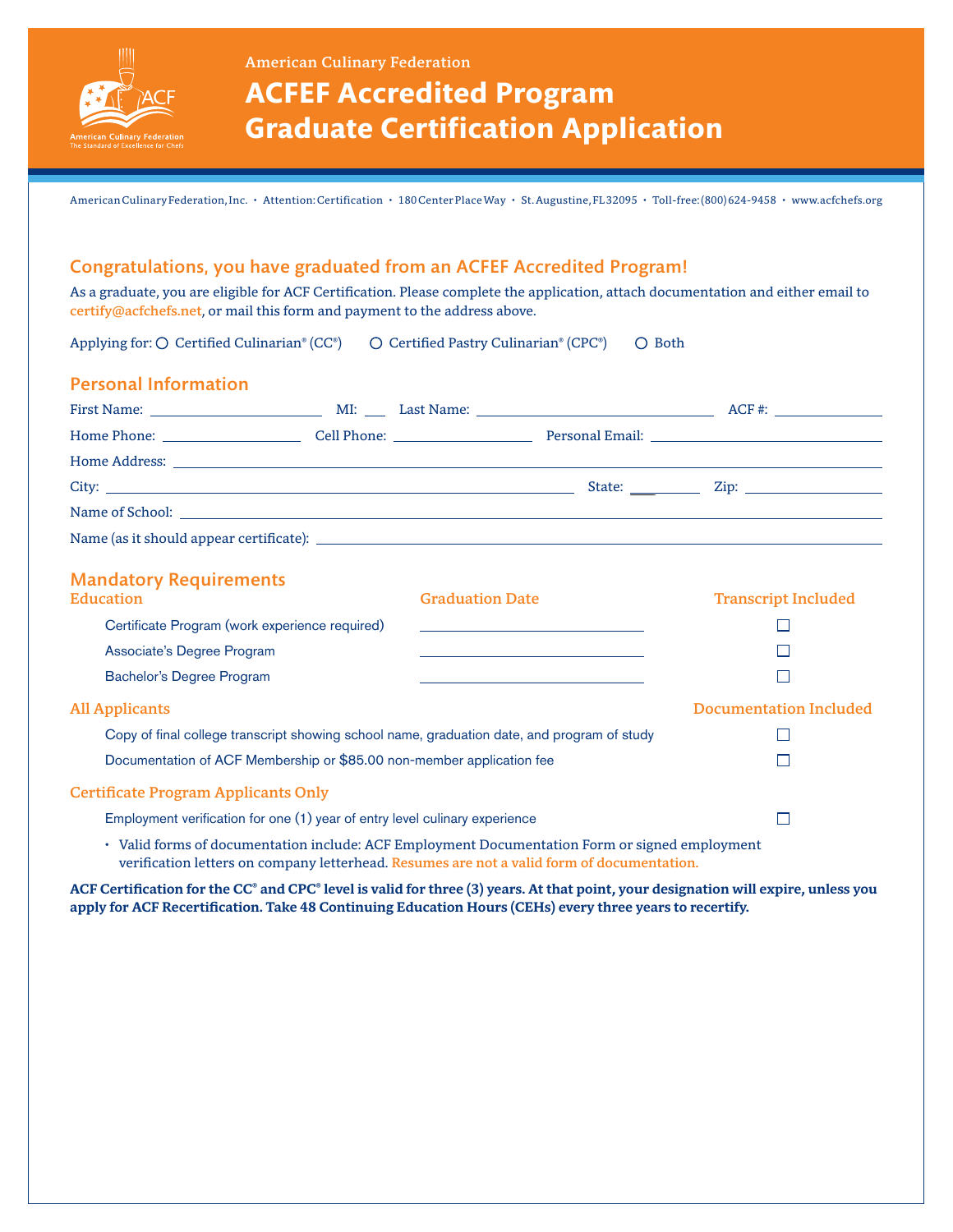American Culinary Federation

# ACFEF Accredited Program Graduate Certification Application

American Culinary Federation, Inc. • Attention: Certification • 180 Center Place Way • St. Augustine, FL 32095 • Toll-free: (800) 624-9458 • www.acfchefs.org

## Congratulations, you have graduated from an ACFEF Accredited Program!

As a graduate, you are eligible for ACF Certification. Please complete the application, attach documentation and either email to certify@acfchefs.net, or mail this form and payment to the address above.

Applying for: ○ Certified Culinarian® (CC®) ○ Certified Pastry Culinarian® (CPC®) ○ Both

## Personal Information

First Name: ______________ MI: ___ Last Name: ______________ ACF #: __________

Home Phone: __________ Cell Phone: __________ Personal Email: ______________

Home Address: ______________________________

City: ______________ State: ____ Zip: __________

Name of School: ______________________________

Name (as it should appear certificate): ______________________________

## Mandatory Requirements

| Education | Graduation Date | Transcript Included |
| --- | --- | --- |
| Certificate Program (work experience required) | ____________ | ☐ |
| Associate's Degree Program | ____________ | ☐ |
| Bachelor's Degree Program | ____________ | ☐ |

| All Applicants | Documentation Included |
| --- | --- |
| Copy of final college transcript showing school name, graduation date, and program of study | ☐ |
| Documentation of ACF Membership or $85.00 non-member application fee | ☐ |

### Certificate Program Applicants Only

Employment verification for one (1) year of entry level culinary experience ☐

- Valid forms of documentation include: ACF Employment Documentation Form or signed employment verification letters on company letterhead. Resumes are not a valid form of documentation.

**ACF Certification for the CC® and CPC® level is valid for three (3) years. At that point, your designation will expire, unless you apply for ACF Recertification. Take 48 Continuing Education Hours (CEHs) every three years to recertify.**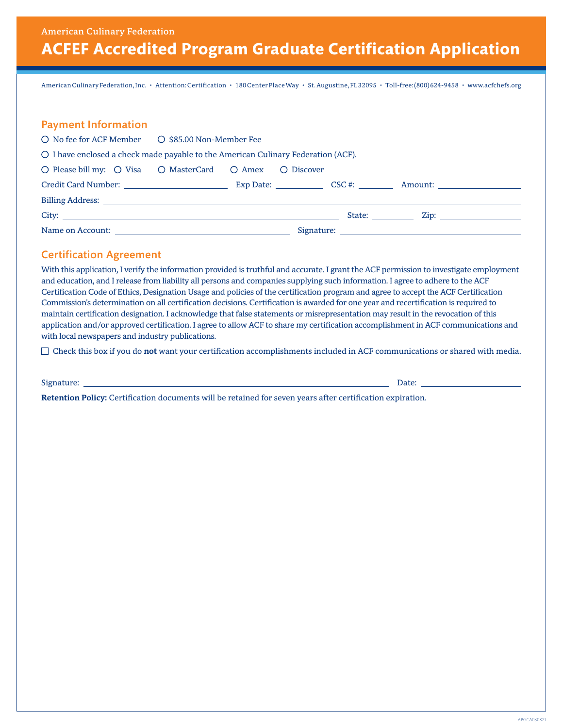American Culinary Federation

# ACFEF Accredited Program Graduate Certification Application

American Culinary Federation, Inc. • Attention: Certification • 180 Center Place Way • St. Augustine, FL 32095 • Toll-free: (800) 624-9458 • www.acfchefs.org

## Payment Information

○ No fee for ACF Member ○ $85.00 Non-Member Fee

○ I have enclosed a check made payable to the American Culinary Federation (ACF).

○ Please bill my: ○ Visa ○ MasterCard ○ Amex ○ Discover

Credit Card Number: ____________ Exp Date: ________ CSC #: ______ Amount: ____________

Billing Address: ______________________________________________

City: ______________________________ State: ________ Zip: ____________

Name on Account: ______________________ Signature: ______________________

## Certification Agreement

With this application, I verify the information provided is truthful and accurate. I grant the ACF permission to investigate employment and education, and I release from liability all persons and companies supplying such information. I agree to adhere to the ACF Certification Code of Ethics, Designation Usage and policies of the certification program and agree to accept the ACF Certification Commission's determination on all certification decisions. Certification is awarded for one year and recertification is required to maintain certification designation. I acknowledge that false statements or misrepresentation may result in the revocation of this application and/or approved certification. I agree to allow ACF to share my certification accomplishment in ACF communications and with local newspapers and industry publications.

☐ Check this box if you do **not** want your certification accomplishments included in ACF communications or shared with media.

Signature: ______________________________________ Date: ______________

**Retention Policy:** Certification documents will be retained for seven years after certification expiration.

APGCA030821